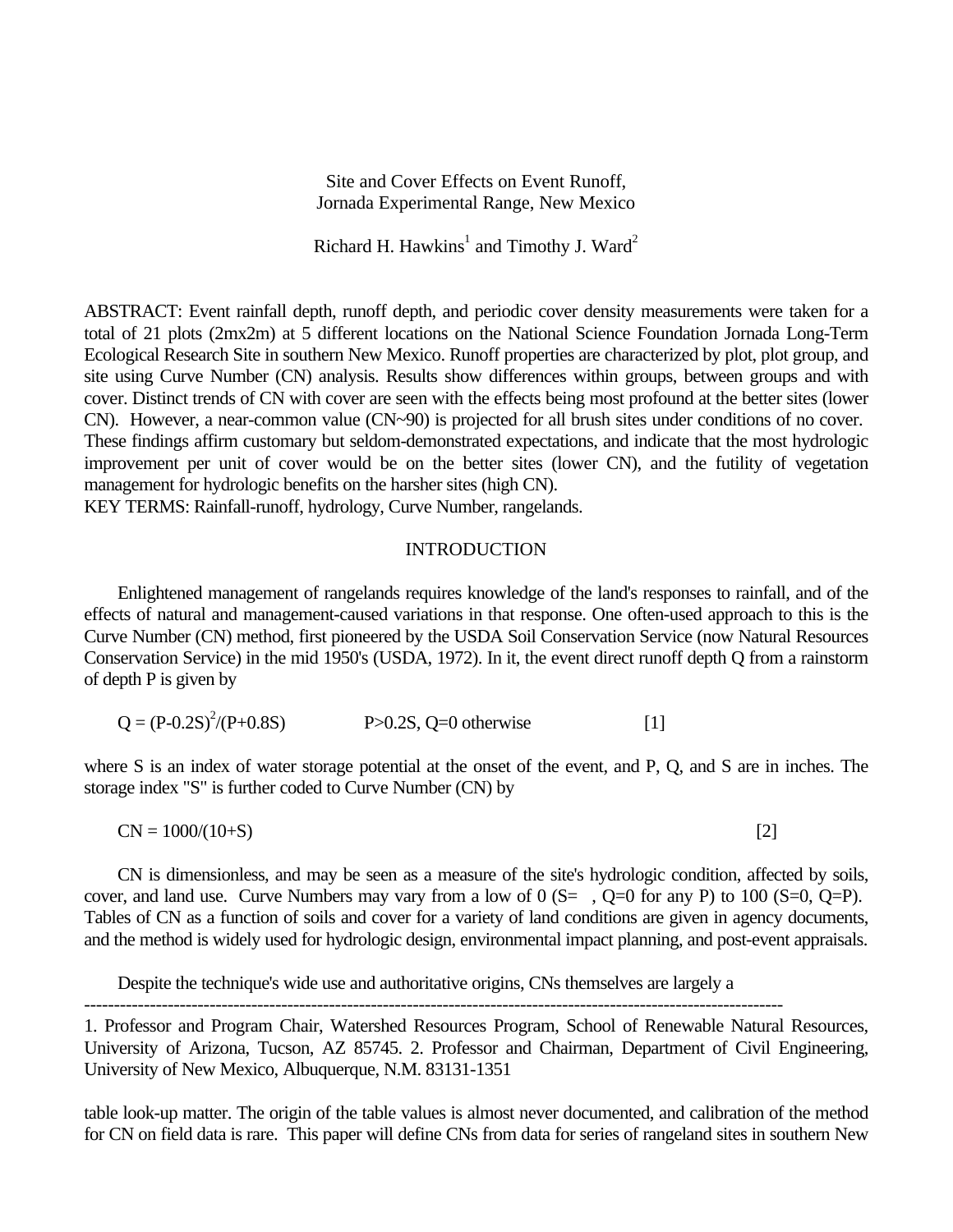# Site and Cover Effects on Event Runoff, Jornada Experimental Range, New Mexico

Richard H. Hawkins[1] and Timothy J. Ward[2]

ABSTRACT: Event rainfall depth, runoff depth, and periodic cover density measurements were taken for a total of 21 plots (2mx2m) at 5 different locations on the National Science Foundation Jornada Long-Term Ecological Research Site in southern New Mexico. Runoff properties are characterized by plot, plot group, and site using Curve Number (CN) analysis. Results show differences within groups, between groups and with cover. Distinct trends of CN with cover are seen with the effects being most profound at the better sites (lower CN). However, a near-common value (CN~90) is projected for all brush sites under conditions of no cover. These findings affirm customary but seldom-demonstrated expectations, and indicate that the most hydrologic improvement per unit of cover would be on the better sites (lower CN), and the futility of vegetation management for hydrologic benefits on the harsher sites (high CN).

KEY TERMS: Rainfall-runoff, hydrology, Curve Number, rangelands.

## INTRODUCTION

Enlightened management of rangelands requires knowledge of the land's responses to rainfall, and of the effects of natural and management-caused variations in that response. One often-used approach to this is the Curve Number (CN) method, first pioneered by the USDA Soil Conservation Service (now Natural Resources Conservation Service) in the mid 1950's (USDA, 1972). In it, the event direct runoff depth Q from a rainstorm of depth P is given by

$$Q = (P-0.2S)^2/(P+0.8S) \qquad P>0.2S, \; Q=0 \text{ otherwise} \qquad [1]$$

where S is an index of water storage potential at the onset of the event, and P, Q, and S are in inches. The storage index "S" is further coded to Curve Number (CN) by

$$CN = 1000/(10+S) \qquad [2]$$

CN is dimensionless, and may be seen as a measure of the site's hydrologic condition, affected by soils, cover, and land use. Curve Numbers may vary from a low of 0 ($S=\infty$, Q=0 for any P) to 100 (S=0, Q=P). Tables of CN as a function of soils and cover for a variety of land conditions are given in agency documents, and the method is widely used for hydrologic design, environmental impact planning, and post-event appraisals.

Despite the technique's wide use and authoritative origins, CNs themselves are largely a table look-up matter. The origin of the table values is almost never documented, and calibration of the method for CN on field data is rare. This paper will define CNs from data for series of rangeland sites in southern New

---

1. Professor and Program Chair, Watershed Resources Program, School of Renewable Natural Resources, University of Arizona, Tucson, AZ 85745. 2. Professor and Chairman, Department of Civil Engineering, University of New Mexico, Albuquerque, N.M. 83131-1351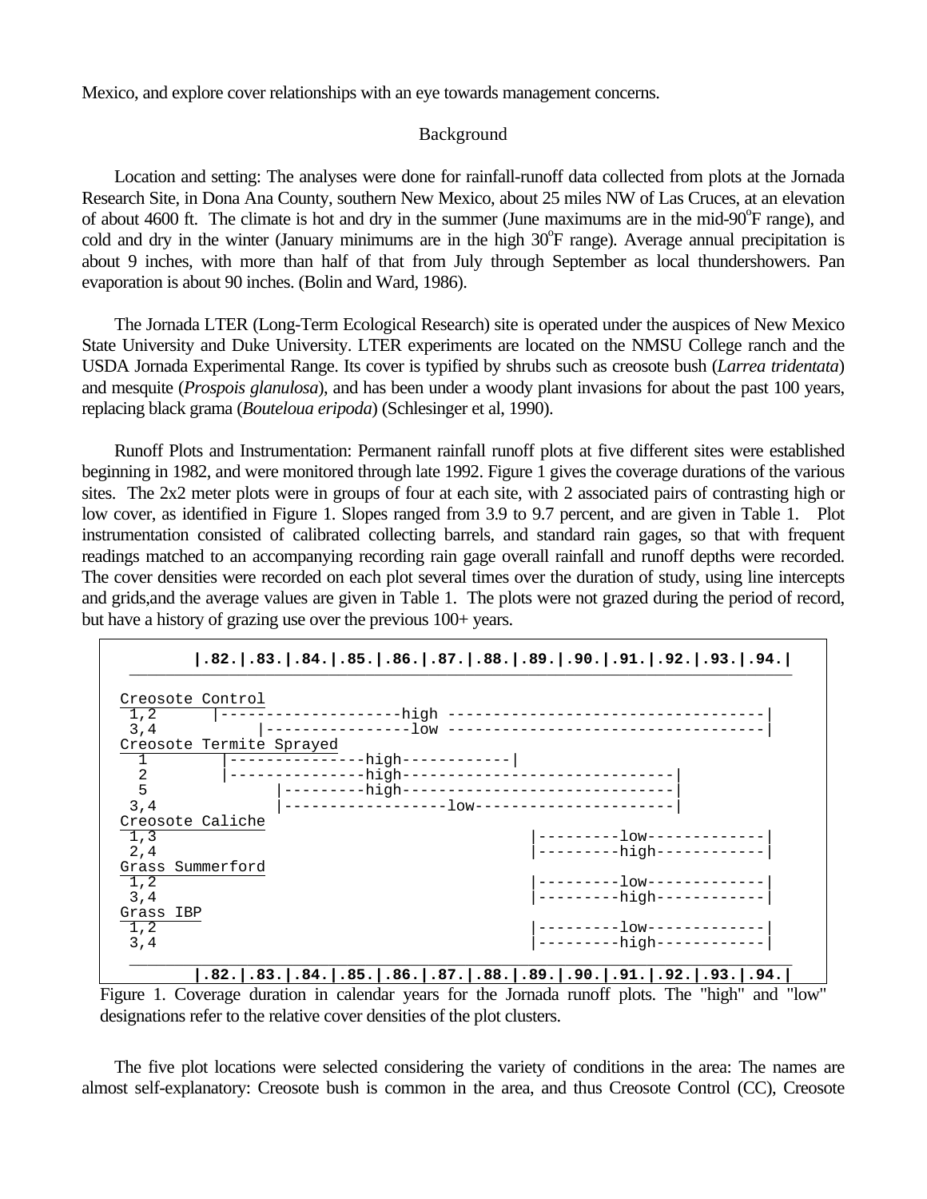Mexico, and explore cover relationships with an eye towards management concerns.

## Background

Location and setting: The analyses were done for rainfall-runoff data collected from plots at the Jornada Research Site, in Dona Ana County, southern New Mexico, about 25 miles NW of Las Cruces, at an elevation of about 4600 ft. The climate is hot and dry in the summer (June maximums are in the mid-90$^o$F range), and cold and dry in the winter (January minimums are in the high 30$^o$F range). Average annual precipitation is about 9 inches, with more than half of that from July through September as local thundershowers. Pan evaporation is about 90 inches. (Bolin and Ward, 1986).

The Jornada LTER (Long-Term Ecological Research) site is operated under the auspices of New Mexico State University and Duke University. LTER experiments are located on the NMSU College ranch and the USDA Jornada Experimental Range. Its cover is typified by shrubs such as creosote bush (*Larrea tridentata*) and mesquite (*Prospois glanulosa*), and has been under a woody plant invasions for about the past 100 years, replacing black grama (*Bouteloua eripoda*) (Schlesinger et al, 1990).

Runoff Plots and Instrumentation: Permanent rainfall runoff plots at five different sites were established beginning in 1982, and were monitored through late 1992. Figure 1 gives the coverage durations of the various sites. The 2x2 meter plots were in groups of four at each site, with 2 associated pairs of contrasting high or low cover, as identified in Figure 1. Slopes ranged from 3.9 to 9.7 percent, and are given in Table 1. Plot instrumentation consisted of calibrated collecting barrels, and standard rain gages, so that with frequent readings matched to an accompanying recording rain gage overall rainfall and runoff depths were recorded. The cover densities were recorded on each plot several times over the duration of study, using line intercepts and grids,and the average values are given in Table 1. The plots were not grazed during the period of record, but have a history of grazing use over the previous 100+ years.

```
        |.82.|.83.|.84.|.85.|.86.|.87.|.88.|.89.|.90.|.91.|.92.|.93.|.94.|

Creosote Control
 1,2      |--------------------high ----------------------------------|
 3,4          |----------------low -----------------------------------|
Creosote Termite Sprayed
  1        |---------------high------------|
  2        |---------------high-----------------------------|
  5             |---------high-----------------------------|
 3,4            |------------------low---------------------|
Creosote Caliche
 1,3                                        |---------low-------------|
 2,4                                        |---------high------------|
Grass Summerford
 1,2                                        |---------low-------------|
 3,4                                        |---------high------------|
Grass IBP
 1,2                                        |---------low-------------|
 3,4                                        |---------high------------|

        |.82.|.83.|.84.|.85.|.86.|.87.|.88.|.89.|.90.|.91.|.92.|.93.|.94.|
```

Figure 1. Coverage duration in calendar years for the Jornada runoff plots. The "high" and "low" designations refer to the relative cover densities of the plot clusters.

The five plot locations were selected considering the variety of conditions in the area: The names are almost self-explanatory: Creosote bush is common in the area, and thus Creosote Control (CC), Creosote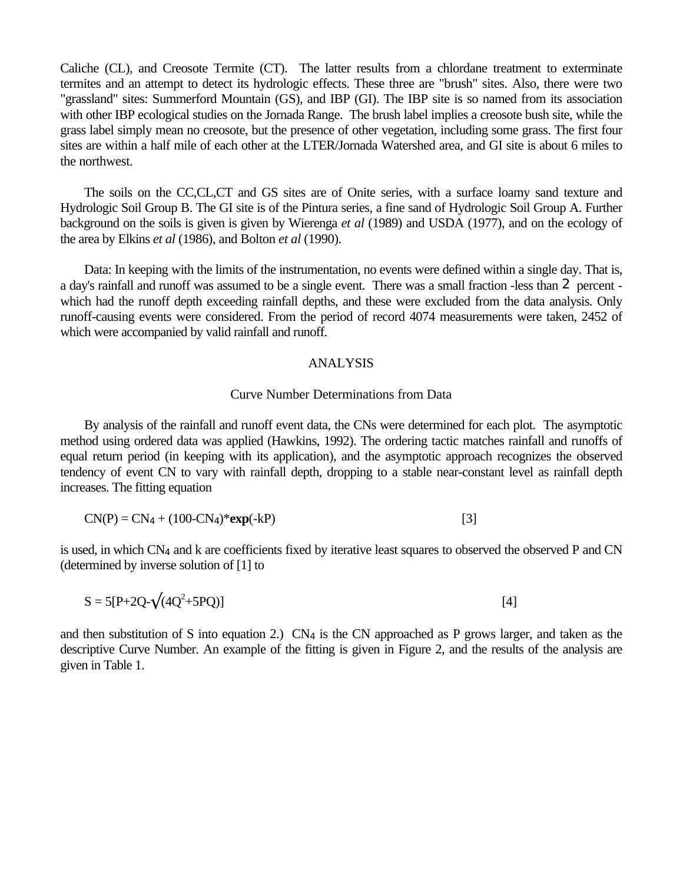Caliche (CL), and Creosote Termite (CT). The latter results from a chlordane treatment to exterminate termites and an attempt to detect its hydrologic effects. These three are "brush" sites. Also, there were two "grassland" sites: Summerford Mountain (GS), and IBP (GI). The IBP site is so named from its association with other IBP ecological studies on the Jornada Range. The brush label implies a creosote bush site, while the grass label simply mean no creosote, but the presence of other vegetation, including some grass. The first four sites are within a half mile of each other at the LTER/Jornada Watershed area, and GI site is about 6 miles to the northwest.

The soils on the CC,CL,CT and GS sites are of Onite series, with a surface loamy sand texture and Hydrologic Soil Group B. The GI site is of the Pintura series, a fine sand of Hydrologic Soil Group A. Further background on the soils is given is given by Wierenga *et al* (1989) and USDA (1977), and on the ecology of the area by Elkins *et al* (1986), and Bolton *et al* (1990).

Data: In keeping with the limits of the instrumentation, no events were defined within a single day. That is, a day's rainfall and runoff was assumed to be a single event. There was a small fraction -less than 2 percent - which had the runoff depth exceeding rainfall depths, and these were excluded from the data analysis. Only runoff-causing events were considered. From the period of record 4074 measurements were taken, 2452 of which were accompanied by valid rainfall and runoff.

## ANALYSIS

### Curve Number Determinations from Data

By analysis of the rainfall and runoff event data, the CNs were determined for each plot. The asymptotic method using ordered data was applied (Hawkins, 1992). The ordering tactic matches rainfall and runoffs of equal return period (in keeping with its application), and the asymptotic approach recognizes the observed tendency of event CN to vary with rainfall depth, dropping to a stable near-constant level as rainfall depth increases. The fitting equation

$$CN(P) = CN_4 + (100-CN_4)*\mathbf{exp}(-kP) \qquad [3]$$

is used, in which $CN_4$ and k are coefficients fixed by iterative least squares to observed the observed P and CN (determined by inverse solution of [1] to

$$S = 5[P+2Q-\sqrt{(4Q^2+5PQ)}] \qquad [4]$$

and then substitution of S into equation 2.) $CN_4$ is the CN approached as P grows larger, and taken as the descriptive Curve Number. An example of the fitting is given in Figure 2, and the results of the analysis are given in Table 1.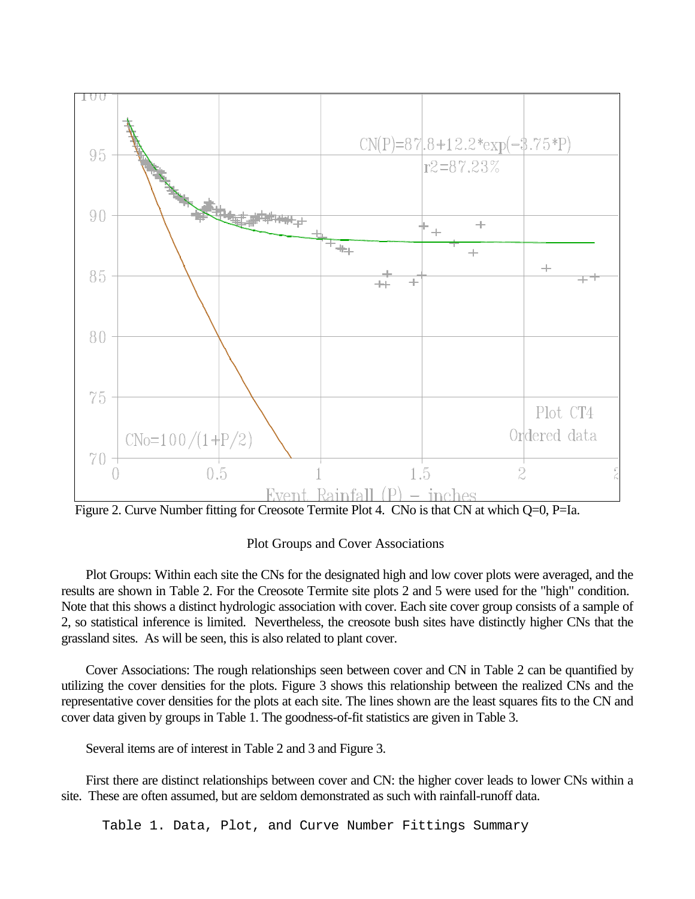Figure 2. Curve Number fitting for Creosote Termite Plot 4. CNo is that CN at which Q=0, P=Ia.

Plot Groups and Cover Associations

Plot Groups: Within each site the CNs for the designated high and low cover plots were averaged, and the results are shown in Table 2. For the Creosote Termite site plots 2 and 5 were used for the "high" condition. Note that this shows a distinct hydrologic association with cover. Each site cover group consists of a sample of 2, so statistical inference is limited. Nevertheless, the creosote bush sites have distinctly higher CNs that the grassland sites. As will be seen, this is also related to plant cover.

Cover Associations: The rough relationships seen between cover and CN in Table 2 can be quantified by utilizing the cover densities for the plots. Figure 3 shows this relationship between the realized CNs and the representative cover densities for the plots at each site. The lines shown are the least squares fits to the CN and cover data given by groups in Table 1. The goodness-of-fit statistics are given in Table 3.

Several items are of interest in Table 2 and 3 and Figure 3.

First there are distinct relationships between cover and CN: the higher cover leads to lower CNs within a site. These are often assumed, but are seldom demonstrated as such with rainfall-runoff data.

Table 1. Data, Plot, and Curve Number Fittings Summary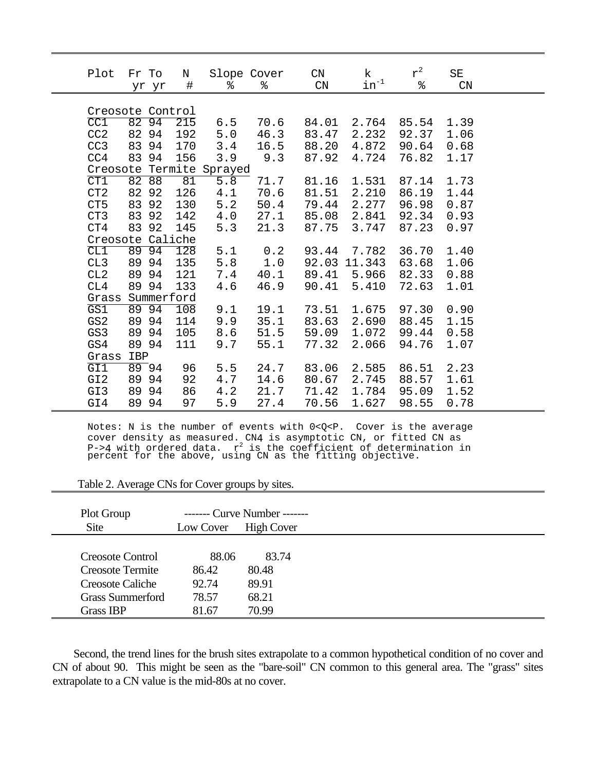| Plot | Fr yr | To yr | N # | Slope % | Cover % | CN CN | k $in^{-1}$ | $r^2$ % | SE CN |
|---|---|---|---|---|---|---|---|---|---|
| Creosote Control | | | | | | | | | |
| CC1 | 82 | 94 | 215 | 6.5 | 70.6 | 84.01 | 2.764 | 85.54 | 1.39 |
| CC2 | 82 | 94 | 192 | 5.0 | 46.3 | 83.47 | 2.232 | 92.37 | 1.06 |
| CC3 | 83 | 94 | 170 | 3.4 | 16.5 | 88.20 | 4.872 | 90.64 | 0.68 |
| CC4 | 83 | 94 | 156 | 3.9 | 9.3 | 87.92 | 4.724 | 76.82 | 1.17 |
| Creosote Termite Sprayed | | | | | | | | | |
| CT1 | 82 | 88 | 81 | 5.8 | 71.7 | 81.16 | 1.531 | 87.14 | 1.73 |
| CT2 | 82 | 92 | 126 | 4.1 | 70.6 | 81.51 | 2.210 | 86.19 | 1.44 |
| CT5 | 83 | 92 | 130 | 5.2 | 50.4 | 79.44 | 2.277 | 96.98 | 0.87 |
| CT3 | 83 | 92 | 142 | 4.0 | 27.1 | 85.08 | 2.841 | 92.34 | 0.93 |
| CT4 | 83 | 92 | 145 | 5.3 | 21.3 | 87.75 | 3.747 | 87.23 | 0.97 |
| Creosote Caliche | | | | | | | | | |
| CL1 | 89 | 94 | 128 | 5.1 | 0.2 | 93.44 | 7.782 | 36.70 | 1.40 |
| CL3 | 89 | 94 | 135 | 5.8 | 1.0 | 92.03 | 11.343 | 63.68 | 1.06 |
| CL2 | 89 | 94 | 121 | 7.4 | 40.1 | 89.41 | 5.966 | 82.33 | 0.88 |
| CL4 | 89 | 94 | 133 | 4.6 | 46.9 | 90.41 | 5.410 | 72.63 | 1.01 |
| Grass Summerford | | | | | | | | | |
| GS1 | 89 | 94 | 108 | 9.1 | 19.1 | 73.51 | 1.675 | 97.30 | 0.90 |
| GS2 | 89 | 94 | 114 | 9.9 | 35.1 | 83.63 | 2.690 | 88.45 | 1.15 |
| GS3 | 89 | 94 | 105 | 8.6 | 51.5 | 59.09 | 1.072 | 99.44 | 0.58 |
| GS4 | 89 | 94 | 111 | 9.7 | 55.1 | 77.32 | 2.066 | 94.76 | 1.07 |
| Grass IBP | | | | | | | | | |
| GI1 | 89 | 94 | 96 | 5.5 | 24.7 | 83.06 | 2.585 | 86.51 | 2.23 |
| GI2 | 89 | 94 | 92 | 4.7 | 14.6 | 80.67 | 2.745 | 88.57 | 1.61 |
| GI3 | 89 | 94 | 86 | 4.2 | 21.7 | 71.42 | 1.784 | 95.09 | 1.52 |
| GI4 | 89 | 94 | 97 | 5.9 | 27.4 | 70.56 | 1.627 | 98.55 | 0.78 |

Notes: N is the number of events with 0<Q<P. Cover is the average cover density as measured. CN4 is asymptotic CN, or fitted CN as P->4 with ordered data. $r^2$ is the coefficient of determination in percent for the above, using CN as the fitting objective.

Table 2. Average CNs for Cover groups by sites.

| Plot Group Site | Curve Number Low Cover | Curve Number High Cover |
|---|---|---|
| Creosote Control | 88.06 | 83.74 |
| Creosote Termite | 86.42 | 80.48 |
| Creosote Caliche | 92.74 | 89.91 |
| Grass Summerford | 78.57 | 68.21 |
| Grass IBP | 81.67 | 70.99 |

Second, the trend lines for the brush sites extrapolate to a common hypothetical condition of no cover and CN of about 90. This might be seen as the "bare-soil" CN common to this general area. The "grass" sites extrapolate to a CN value is the mid-80s at no cover.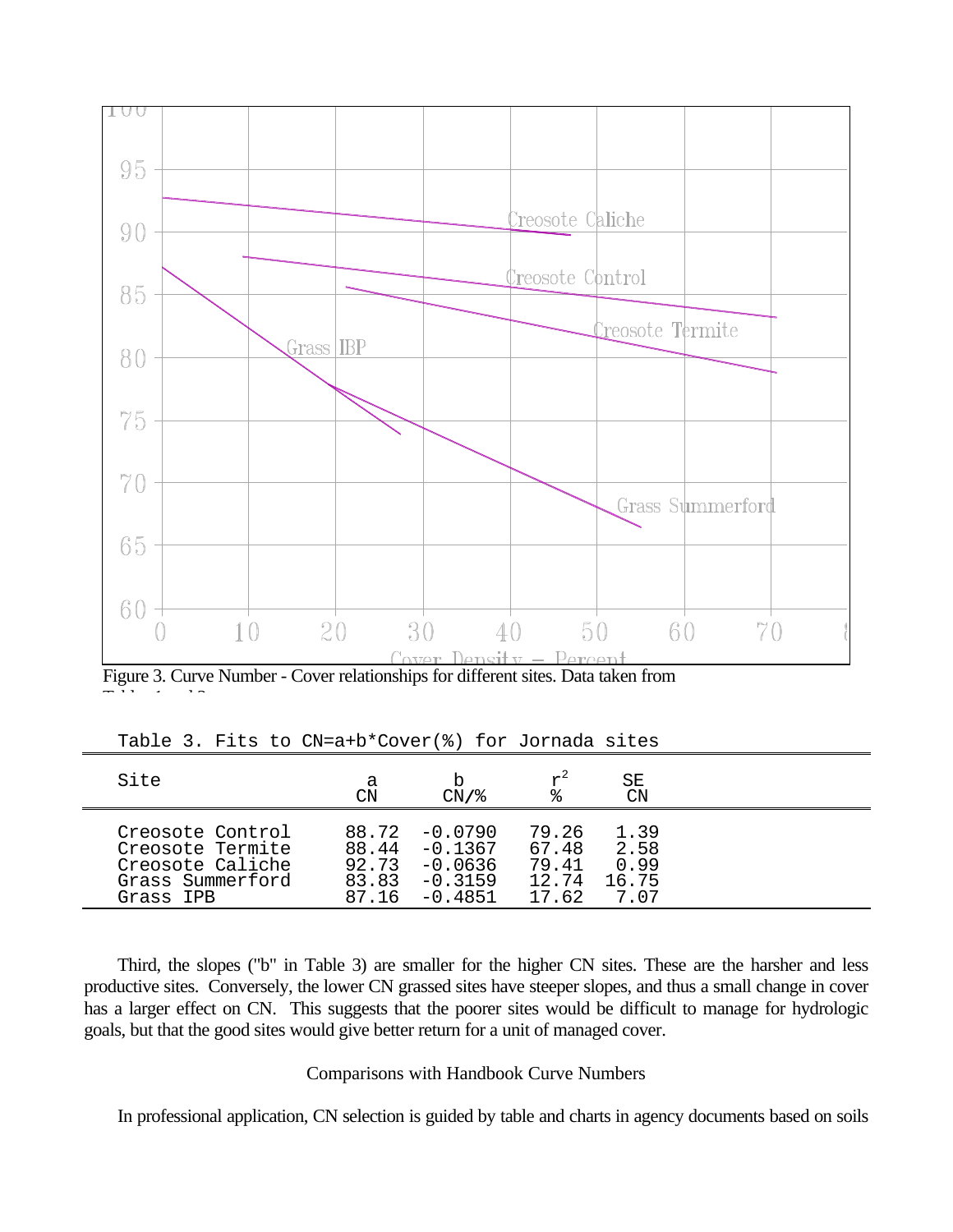Figure 3. Curve Number - Cover relationships for different sites. Data taken from Tables 1 and 2.

Table 3. Fits to CN=a+b*Cover(%) for Jornada sites

| Site | a<br>CN | b<br>CN/% | $r^2$<br>% | SE<br>CN |
|---|---|---|---|---|
| Creosote Control | 88.72 | -0.0790 | 79.26 | 1.39 |
| Creosote Termite | 88.44 | -0.1367 | 67.48 | 2.58 |
| Creosote Caliche | 92.73 | -0.0636 | 79.41 | 0.99 |
| Grass Summerford | 83.83 | -0.3159 | 12.74 | 16.75 |
| Grass IPB | 87.16 | -0.4851 | 17.62 | 7.07 |

Third, the slopes ("b" in Table 3) are smaller for the higher CN sites. These are the harsher and less productive sites. Conversely, the lower CN grassed sites have steeper slopes, and thus a small change in cover has a larger effect on CN. This suggests that the poorer sites would be difficult to manage for hydrologic goals, but that the good sites would give better return for a unit of managed cover.

## Comparisons with Handbook Curve Numbers

In professional application, CN selection is guided by table and charts in agency documents based on soils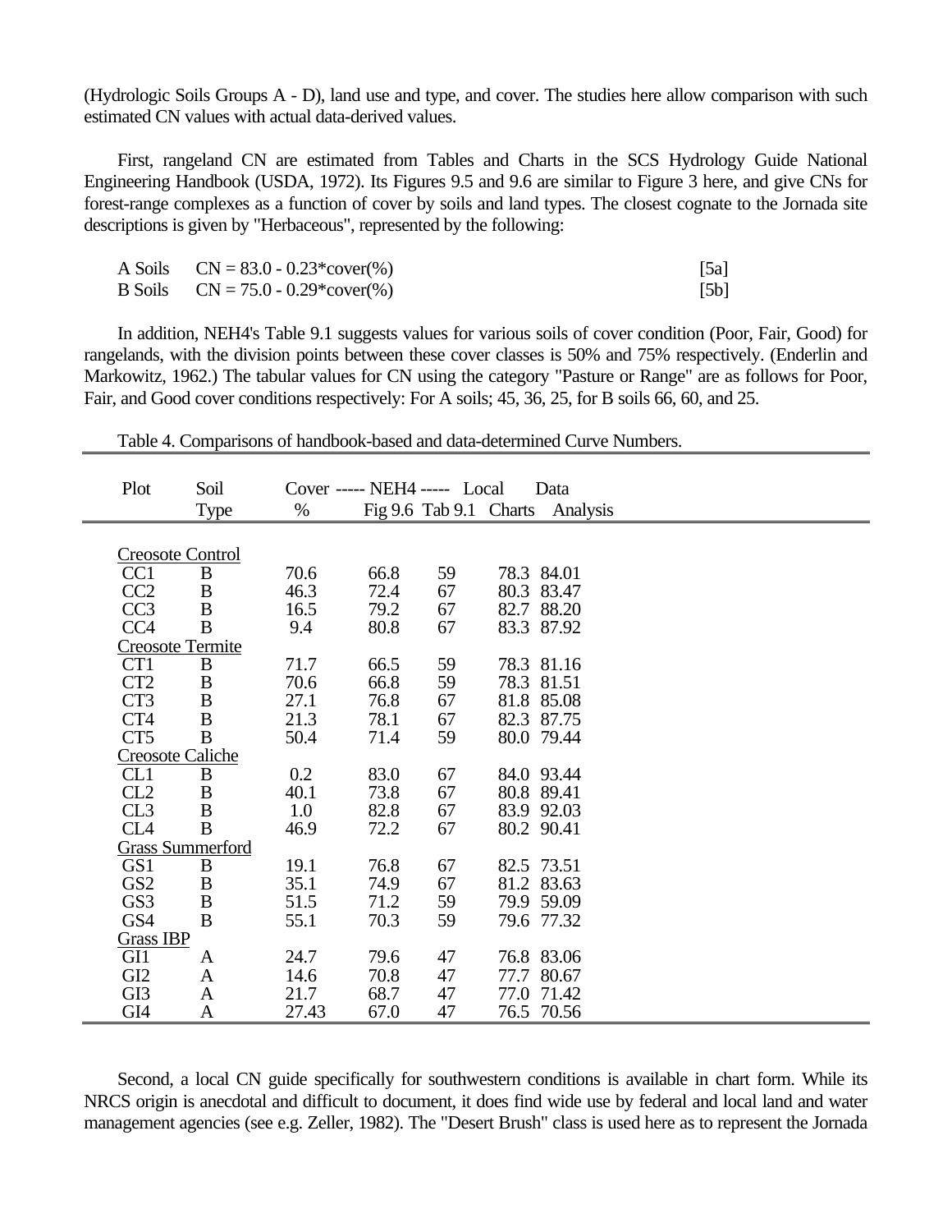(Hydrologic Soils Groups A - D), land use and type, and cover. The studies here allow comparison with such estimated CN values with actual data-derived values.

First, rangeland CN are estimated from Tables and Charts in the SCS Hydrology Guide National Engineering Handbook (USDA, 1972). Its Figures 9.5 and 9.6 are similar to Figure 3 here, and give CNs for forest-range complexes as a function of cover by soils and land types. The closest cognate to the Jornada site descriptions is given by "Herbaceous", represented by the following:

A Soils $CN = 83.0 - 0.23*cover(\%)$ [5a]

B Soils $CN = 75.0 - 0.29*cover(\%)$ [5b]

In addition, NEH4's Table 9.1 suggests values for various soils of cover condition (Poor, Fair, Good) for rangelands, with the division points between these cover classes is 50% and 75% respectively. (Enderlin and Markowitz, 1962.) The tabular values for CN using the category "Pasture or Range" are as follows for Poor, Fair, and Good cover conditions respectively: For A soils; 45, 36, 25, for B soils 66, 60, and 25.

Table 4. Comparisons of handbook-based and data-determined Curve Numbers.

| Plot | Soil Type | Cover % | NEH4 Fig 9.6 | NEH4 Tab 9.1 | Local Charts | Data Analysis |
|---|---|---|---|---|---|---|
| Creosote Control | | | | | | |
| CC1 | B | 70.6 | 66.8 | 59 | 78.3 | 84.01 |
| CC2 | B | 46.3 | 72.4 | 67 | 80.3 | 83.47 |
| CC3 | B | 16.5 | 79.2 | 67 | 82.7 | 88.20 |
| CC4 | B | 9.4 | 80.8 | 67 | 83.3 | 87.92 |
| Creosote Termite | | | | | | |
| CT1 | B | 71.7 | 66.5 | 59 | 78.3 | 81.16 |
| CT2 | B | 70.6 | 66.8 | 59 | 78.3 | 81.51 |
| CT3 | B | 27.1 | 76.8 | 67 | 81.8 | 85.08 |
| CT4 | B | 21.3 | 78.1 | 67 | 82.3 | 87.75 |
| CT5 | B | 50.4 | 71.4 | 59 | 80.0 | 79.44 |
| Creosote Caliche | | | | | | |
| CL1 | B | 0.2 | 83.0 | 67 | 84.0 | 93.44 |
| CL2 | B | 40.1 | 73.8 | 67 | 80.8 | 89.41 |
| CL3 | B | 1.0 | 82.8 | 67 | 83.9 | 92.03 |
| CL4 | B | 46.9 | 72.2 | 67 | 80.2 | 90.41 |
| Grass Summerford | | | | | | |
| GS1 | B | 19.1 | 76.8 | 67 | 82.5 | 73.51 |
| GS2 | B | 35.1 | 74.9 | 67 | 81.2 | 83.63 |
| GS3 | B | 51.5 | 71.2 | 59 | 79.9 | 59.09 |
| GS4 | B | 55.1 | 70.3 | 59 | 79.6 | 77.32 |
| Grass IBP | | | | | | |
| GI1 | A | 24.7 | 79.6 | 47 | 76.8 | 83.06 |
| GI2 | A | 14.6 | 70.8 | 47 | 77.7 | 80.67 |
| GI3 | A | 21.7 | 68.7 | 47 | 77.0 | 71.42 |
| GI4 | A | 27.43 | 67.0 | 47 | 76.5 | 70.56 |

Second, a local CN guide specifically for southwestern conditions is available in chart form. While its NRCS origin is anecdotal and difficult to document, it does find wide use by federal and local land and water management agencies (see e.g. Zeller, 1982). The "Desert Brush" class is used here as to represent the Jornada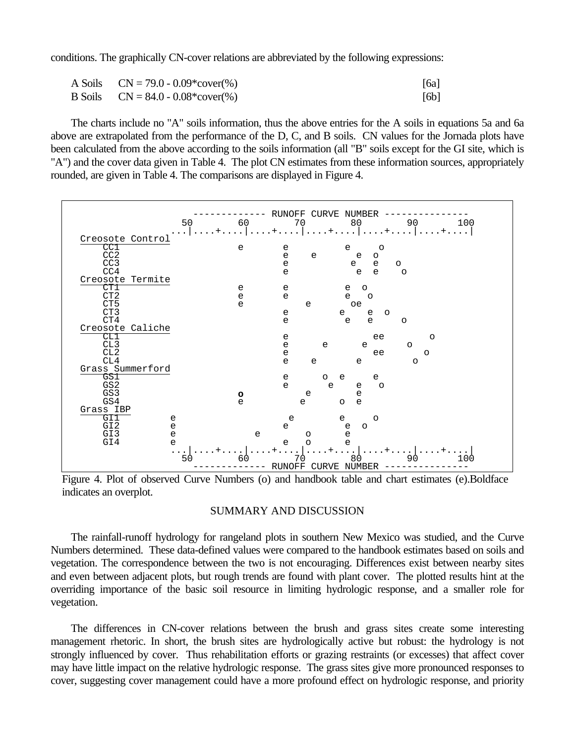conditions. The graphically CN-cover relations are abbreviated by the following expressions:

| | | |
|---|---|---|
| A Soils | $CN = 79.0 - 0.09*cover(\%)$ | [6a] |
| B Soils | $CN = 84.0 - 0.08*cover(\%)$ | [6b] |

The charts include no "A" soils information, thus the above entries for the A soils in equations 5a and 6a above are extrapolated from the performance of the D, C, and B soils. CN values for the Jornada plots have been calculated from the above according to the soils information (all "B" soils except for the GI site, which is "A") and the cover data given in Table 4. The plot CN estimates from these information sources, appropriately rounded, are given in Table 4. The comparisons are displayed in Figure 4.

```
                  ------------- RUNOFF CURVE NUMBER ---------------
                 50        60        70        80        90       100
               ...|....+....|....+....|....+....|....+....|....+....|
Creosote Control
    CC1                     e       e          e     o
    CC2                             e    e       e  o
    CC3                             e           e   e   o
    CC4                             e            e  e     o
Creosote Termite
    CT1                     e       e          e  o
    CT2                     e       e          e   o
    CT5                     e           e       oe
    CT3                             e         e    e  o
    CT4                             e          e   e      o
Creosote Caliche
    CL1                             e                ee        o
    CL3                             e      e      e       o
    CL2                             e                ee       o
    CL4                             e    e       e          o
Grass Summerford
    GS1                             e      o  e     e
    GS2                             e       e    e   o
    GS3                     o          e         e
    GS4                     e          e      o  e
Grass IBP
    GI1        e                     e        e     o
    GI2        e                    e          e  o
    GI3        e               e       o       e
    GI4        e                    e   o      e
               ...|....+....|....+....|....+....|....+....|....+....|
                 50        60        70        80        90       100
                  ------------- RUNOFF CURVE NUMBER ---------------
```

Figure 4. Plot of observed Curve Numbers (o) and handbook table and chart estimates (e).Boldface indicates an overplot.

## SUMMARY AND DISCUSSION

The rainfall-runoff hydrology for rangeland plots in southern New Mexico was studied, and the Curve Numbers determined. These data-defined values were compared to the handbook estimates based on soils and vegetation. The correspondence between the two is not encouraging. Differences exist between nearby sites and even between adjacent plots, but rough trends are found with plant cover. The plotted results hint at the overriding importance of the basic soil resource in limiting hydrologic response, and a smaller role for vegetation.

The differences in CN-cover relations between the brush and grass sites create some interesting management rhetoric. In short, the brush sites are hydrologically active but robust: the hydrology is not strongly influenced by cover. Thus rehabilitation efforts or grazing restraints (or excesses) that affect cover may have little impact on the relative hydrologic response. The grass sites give more pronounced responses to cover, suggesting cover management could have a more profound effect on hydrologic response, and priority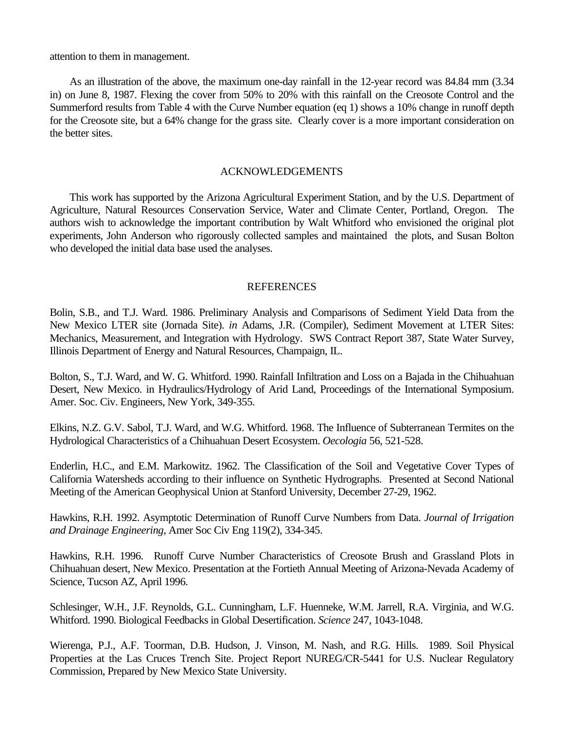attention to them in management.

As an illustration of the above, the maximum one-day rainfall in the 12-year record was 84.84 mm (3.34 in) on June 8, 1987. Flexing the cover from 50% to 20% with this rainfall on the Creosote Control and the Summerford results from Table 4 with the Curve Number equation (eq 1) shows a 10% change in runoff depth for the Creosote site, but a 64% change for the grass site. Clearly cover is a more important consideration on the better sites.

## ACKNOWLEDGEMENTS

This work has supported by the Arizona Agricultural Experiment Station, and by the U.S. Department of Agriculture, Natural Resources Conservation Service, Water and Climate Center, Portland, Oregon. The authors wish to acknowledge the important contribution by Walt Whitford who envisioned the original plot experiments, John Anderson who rigorously collected samples and maintained the plots, and Susan Bolton who developed the initial data base used the analyses.

## REFERENCES

Bolin, S.B., and T.J. Ward. 1986. Preliminary Analysis and Comparisons of Sediment Yield Data from the New Mexico LTER site (Jornada Site). *in* Adams, J.R. (Compiler), Sediment Movement at LTER Sites: Mechanics, Measurement, and Integration with Hydrology. SWS Contract Report 387, State Water Survey, Illinois Department of Energy and Natural Resources, Champaign, IL.

Bolton, S., T.J. Ward, and W. G. Whitford. 1990. Rainfall Infiltration and Loss on a Bajada in the Chihuahuan Desert, New Mexico. in Hydraulics/Hydrology of Arid Land, Proceedings of the International Symposium. Amer. Soc. Civ. Engineers, New York, 349-355.

Elkins, N.Z. G.V. Sabol, T.J. Ward, and W.G. Whitford. 1968. The Influence of Subterranean Termites on the Hydrological Characteristics of a Chihuahuan Desert Ecosystem. *Oecologia* 56, 521-528.

Enderlin, H.C., and E.M. Markowitz. 1962. The Classification of the Soil and Vegetative Cover Types of California Watersheds according to their influence on Synthetic Hydrographs. Presented at Second National Meeting of the American Geophysical Union at Stanford University, December 27-29, 1962.

Hawkins, R.H. 1992. Asymptotic Determination of Runoff Curve Numbers from Data. *Journal of Irrigation and Drainage Engineering*, Amer Soc Civ Eng 119(2), 334-345.

Hawkins, R.H. 1996. Runoff Curve Number Characteristics of Creosote Brush and Grassland Plots in Chihuahuan desert, New Mexico. Presentation at the Fortieth Annual Meeting of Arizona-Nevada Academy of Science, Tucson AZ, April 1996.

Schlesinger, W.H., J.F. Reynolds, G.L. Cunningham, L.F. Huenneke, W.M. Jarrell, R.A. Virginia, and W.G. Whitford. 1990. Biological Feedbacks in Global Desertification. *Science* 247, 1043-1048.

Wierenga, P.J., A.F. Toorman, D.B. Hudson, J. Vinson, M. Nash, and R.G. Hills. 1989. Soil Physical Properties at the Las Cruces Trench Site. Project Report NUREG/CR-5441 for U.S. Nuclear Regulatory Commission, Prepared by New Mexico State University.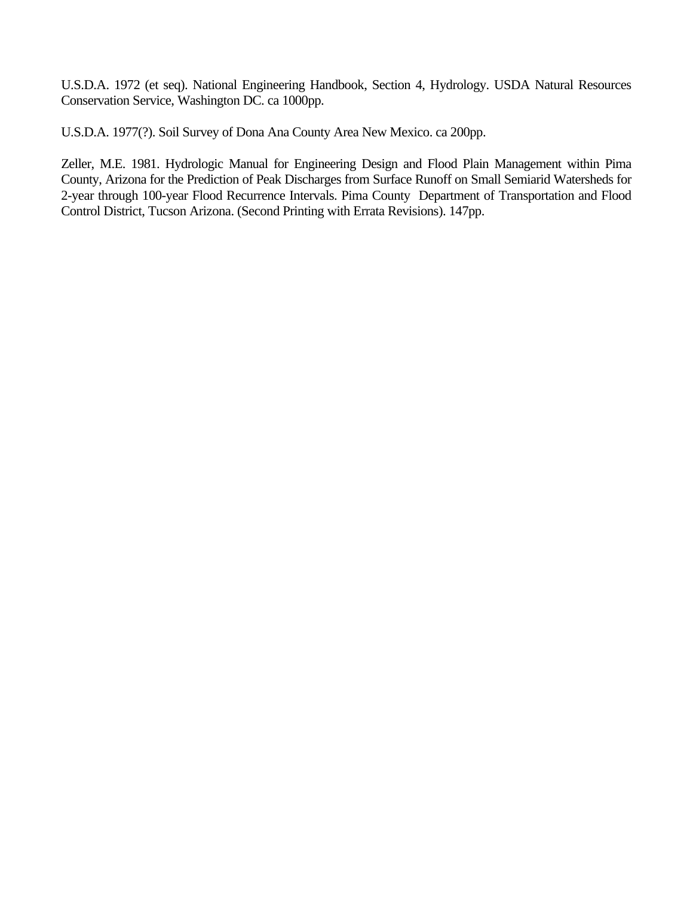U.S.D.A. 1972 (et seq). National Engineering Handbook, Section 4, Hydrology. USDA Natural Resources Conservation Service, Washington DC. ca 1000pp.

U.S.D.A. 1977(?). Soil Survey of Dona Ana County Area New Mexico. ca 200pp.

Zeller, M.E. 1981. Hydrologic Manual for Engineering Design and Flood Plain Management within Pima County, Arizona for the Prediction of Peak Discharges from Surface Runoff on Small Semiarid Watersheds for 2-year through 100-year Flood Recurrence Intervals. Pima County Department of Transportation and Flood Control District, Tucson Arizona. (Second Printing with Errata Revisions). 147pp.